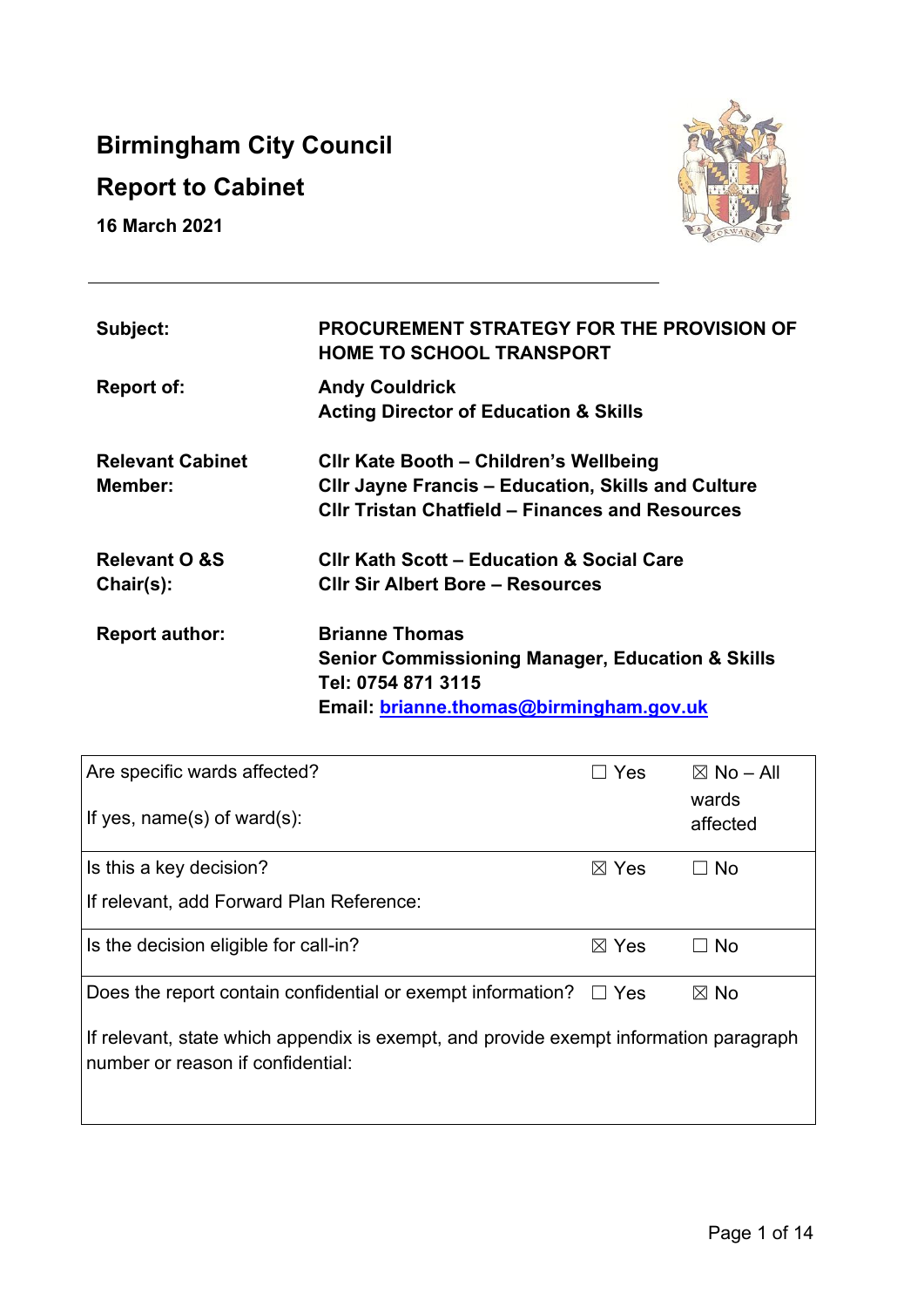# Birmingham City Council

## Report to Cabinet

**16 March 2021**

---

| | |
|---|---|
| **Subject:** | **PROCUREMENT STRATEGY FOR THE PROVISION OF HOME TO SCHOOL TRANSPORT** |
| **Report of:** | **Andy Couldrick**<br>**Acting Director of Education & Skills** |
| **Relevant Cabinet Member:** | **Cllr Kate Booth – Children's Wellbeing**<br>**Cllr Jayne Francis – Education, Skills and Culture**<br>**Cllr Tristan Chatfield – Finances and Resources** |
| **Relevant O &S Chair(s):** | **Cllr Kath Scott – Education & Social Care**<br>**Cllr Sir Albert Bore – Resources** |
| **Report author:** | **Brianne Thomas**<br>**Senior Commissioning Manager, Education & Skills**<br>**Tel: 0754 871 3115**<br>**Email: brianne.thomas@birmingham.gov.uk** |

| | | |
|---|---|---|
| Are specific wards affected?<br><br>If yes, name(s) of ward(s): | ☐ Yes | ☒ No – All wards affected |
| Is this a key decision?<br><br>If relevant, add Forward Plan Reference: | ☒ Yes | ☐ No |
| Is the decision eligible for call-in? | ☒ Yes | ☐ No |
| Does the report contain confidential or exempt information?<br><br>If relevant, state which appendix is exempt, and provide exempt information paragraph number or reason if confidential: | ☐ Yes | ☒ No |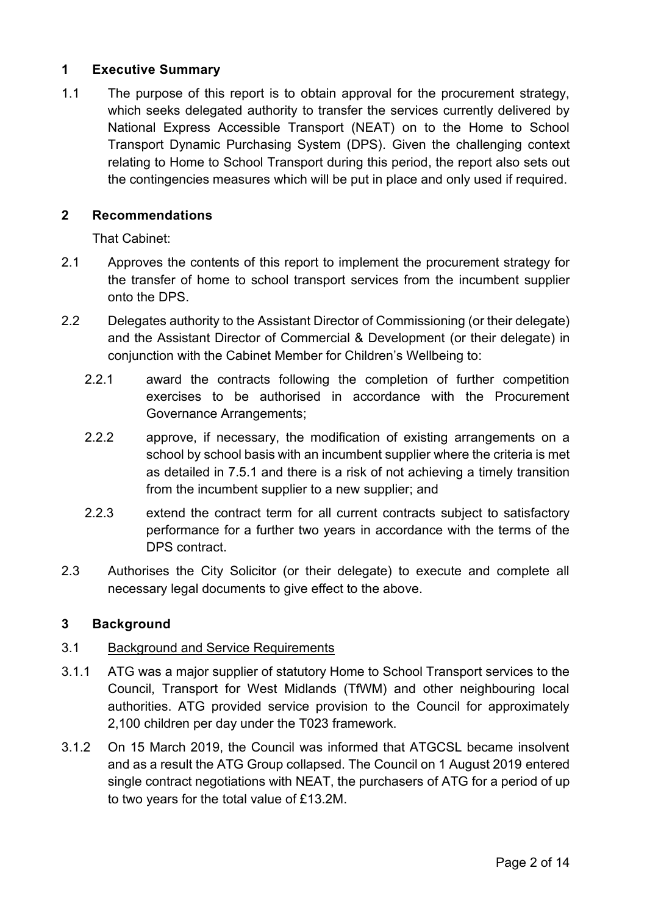## 1 Executive Summary

1.1 The purpose of this report is to obtain approval for the procurement strategy, which seeks delegated authority to transfer the services currently delivered by National Express Accessible Transport (NEAT) on to the Home to School Transport Dynamic Purchasing System (DPS). Given the challenging context relating to Home to School Transport during this period, the report also sets out the contingencies measures which will be put in place and only used if required.

## 2 Recommendations

That Cabinet:

2.1 Approves the contents of this report to implement the procurement strategy for the transfer of home to school transport services from the incumbent supplier onto the DPS.

2.2 Delegates authority to the Assistant Director of Commissioning (or their delegate) and the Assistant Director of Commercial & Development (or their delegate) in conjunction with the Cabinet Member for Children's Wellbeing to:

2.2.1 award the contracts following the completion of further competition exercises to be authorised in accordance with the Procurement Governance Arrangements;

2.2.2 approve, if necessary, the modification of existing arrangements on a school by school basis with an incumbent supplier where the criteria is met as detailed in 7.5.1 and there is a risk of not achieving a timely transition from the incumbent supplier to a new supplier; and

2.2.3 extend the contract term for all current contracts subject to satisfactory performance for a further two years in accordance with the terms of the DPS contract.

2.3 Authorises the City Solicitor (or their delegate) to execute and complete all necessary legal documents to give effect to the above.

## 3 Background

3.1 Background and Service Requirements

3.1.1 ATG was a major supplier of statutory Home to School Transport services to the Council, Transport for West Midlands (TfWM) and other neighbouring local authorities. ATG provided service provision to the Council for approximately 2,100 children per day under the T023 framework.

3.1.2 On 15 March 2019, the Council was informed that ATGCSL became insolvent and as a result the ATG Group collapsed. The Council on 1 August 2019 entered single contract negotiations with NEAT, the purchasers of ATG for a period of up to two years for the total value of £13.2M.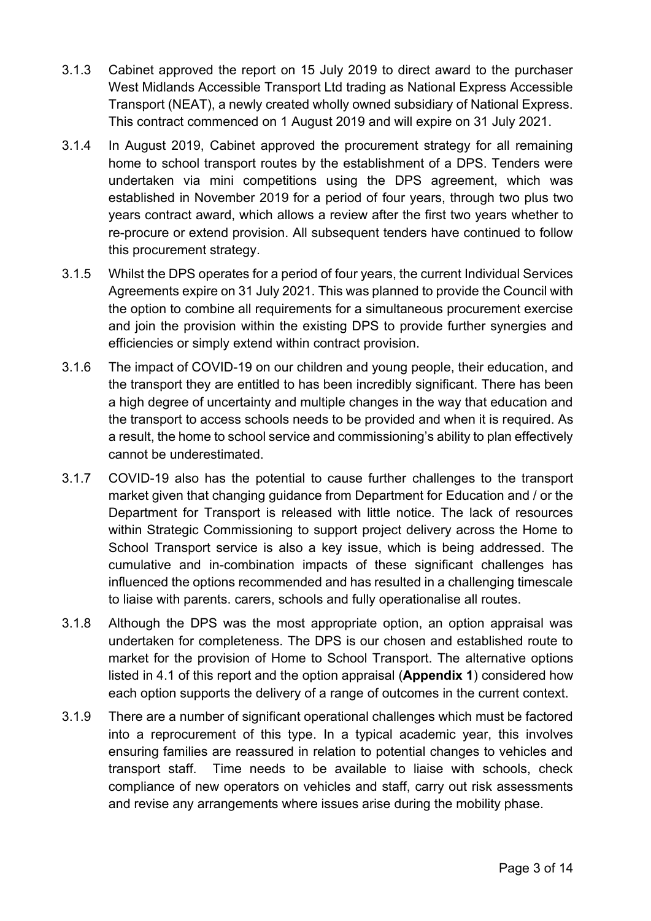3.1.3 Cabinet approved the report on 15 July 2019 to direct award to the purchaser West Midlands Accessible Transport Ltd trading as National Express Accessible Transport (NEAT), a newly created wholly owned subsidiary of National Express. This contract commenced on 1 August 2019 and will expire on 31 July 2021.

3.1.4 In August 2019, Cabinet approved the procurement strategy for all remaining home to school transport routes by the establishment of a DPS. Tenders were undertaken via mini competitions using the DPS agreement, which was established in November 2019 for a period of four years, through two plus two years contract award, which allows a review after the first two years whether to re-procure or extend provision. All subsequent tenders have continued to follow this procurement strategy.

3.1.5 Whilst the DPS operates for a period of four years, the current Individual Services Agreements expire on 31 July 2021. This was planned to provide the Council with the option to combine all requirements for a simultaneous procurement exercise and join the provision within the existing DPS to provide further synergies and efficiencies or simply extend within contract provision.

3.1.6 The impact of COVID-19 on our children and young people, their education, and the transport they are entitled to has been incredibly significant. There has been a high degree of uncertainty and multiple changes in the way that education and the transport to access schools needs to be provided and when it is required. As a result, the home to school service and commissioning's ability to plan effectively cannot be underestimated.

3.1.7 COVID-19 also has the potential to cause further challenges to the transport market given that changing guidance from Department for Education and / or the Department for Transport is released with little notice. The lack of resources within Strategic Commissioning to support project delivery across the Home to School Transport service is also a key issue, which is being addressed. The cumulative and in-combination impacts of these significant challenges has influenced the options recommended and has resulted in a challenging timescale to liaise with parents. carers, schools and fully operationalise all routes.

3.1.8 Although the DPS was the most appropriate option, an option appraisal was undertaken for completeness. The DPS is our chosen and established route to market for the provision of Home to School Transport. The alternative options listed in 4.1 of this report and the option appraisal (**Appendix 1**) considered how each option supports the delivery of a range of outcomes in the current context.

3.1.9 There are a number of significant operational challenges which must be factored into a reprocurement of this type. In a typical academic year, this involves ensuring families are reassured in relation to potential changes to vehicles and transport staff. Time needs to be available to liaise with schools, check compliance of new operators on vehicles and staff, carry out risk assessments and revise any arrangements where issues arise during the mobility phase.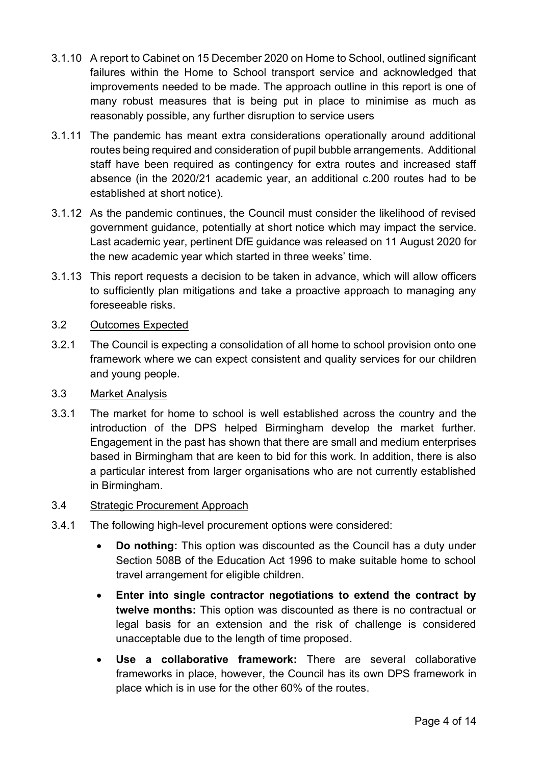3.1.10 A report to Cabinet on 15 December 2020 on Home to School, outlined significant failures within the Home to School transport service and acknowledged that improvements needed to be made. The approach outline in this report is one of many robust measures that is being put in place to minimise as much as reasonably possible, any further disruption to service users

3.1.11 The pandemic has meant extra considerations operationally around additional routes being required and consideration of pupil bubble arrangements. Additional staff have been required as contingency for extra routes and increased staff absence (in the 2020/21 academic year, an additional c.200 routes had to be established at short notice).

3.1.12 As the pandemic continues, the Council must consider the likelihood of revised government guidance, potentially at short notice which may impact the service. Last academic year, pertinent DfE guidance was released on 11 August 2020 for the new academic year which started in three weeks' time.

3.1.13 This report requests a decision to be taken in advance, which will allow officers to sufficiently plan mitigations and take a proactive approach to managing any foreseeable risks.

3.2 <u>Outcomes Expected</u>

3.2.1 The Council is expecting a consolidation of all home to school provision onto one framework where we can expect consistent and quality services for our children and young people.

3.3 <u>Market Analysis</u>

3.3.1 The market for home to school is well established across the country and the introduction of the DPS helped Birmingham develop the market further. Engagement in the past has shown that there are small and medium enterprises based in Birmingham that are keen to bid for this work. In addition, there is also a particular interest from larger organisations who are not currently established in Birmingham.

3.4 <u>Strategic Procurement Approach</u>

3.4.1 The following high-level procurement options were considered:

- **Do nothing:** This option was discounted as the Council has a duty under Section 508B of the Education Act 1996 to make suitable home to school travel arrangement for eligible children.
- **Enter into single contractor negotiations to extend the contract by twelve months:** This option was discounted as there is no contractual or legal basis for an extension and the risk of challenge is considered unacceptable due to the length of time proposed.
- **Use a collaborative framework:** There are several collaborative frameworks in place, however, the Council has its own DPS framework in place which is in use for the other 60% of the routes.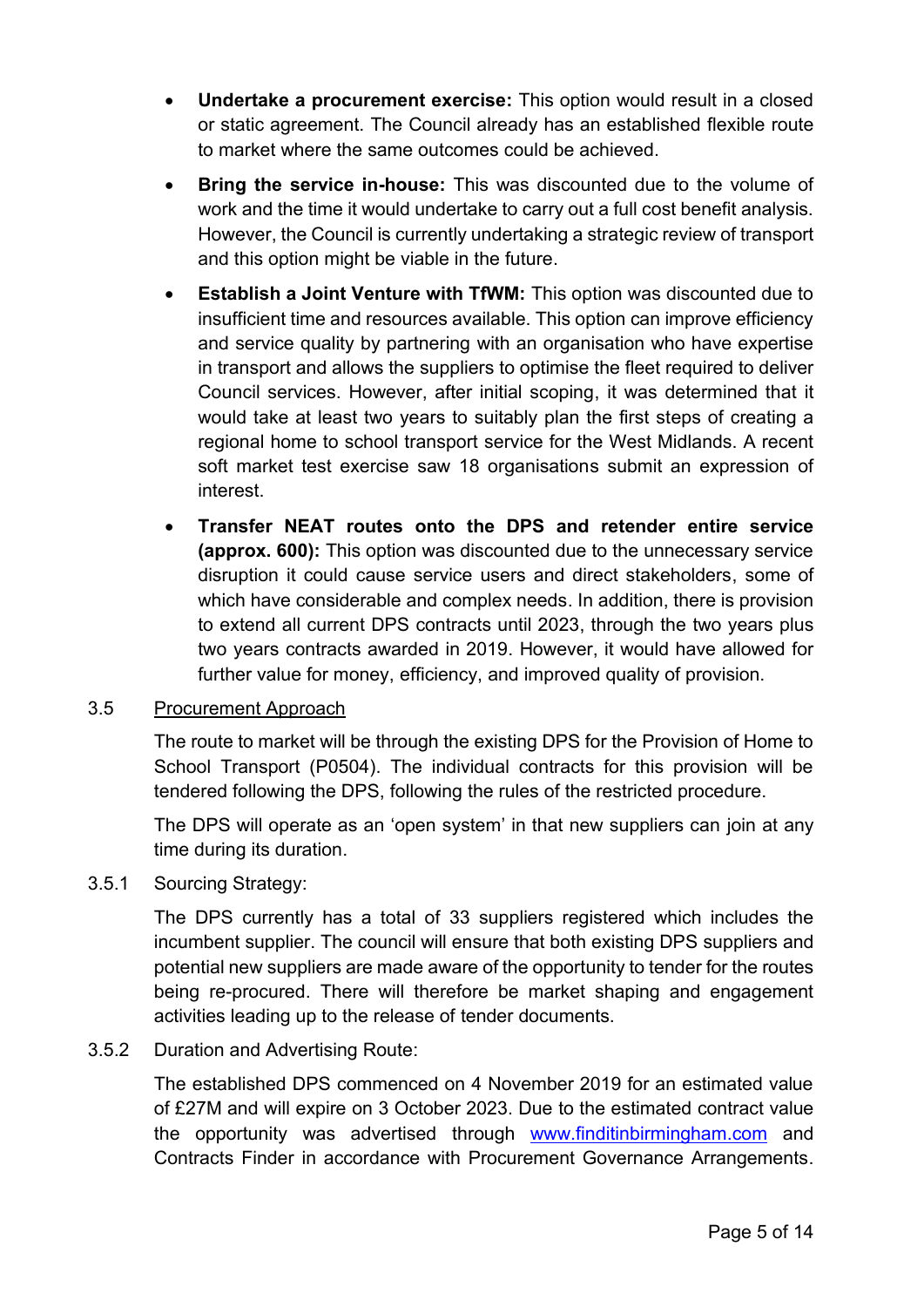- **Undertake a procurement exercise:** This option would result in a closed or static agreement. The Council already has an established flexible route to market where the same outcomes could be achieved.
- **Bring the service in-house:** This was discounted due to the volume of work and the time it would undertake to carry out a full cost benefit analysis. However, the Council is currently undertaking a strategic review of transport and this option might be viable in the future.
- **Establish a Joint Venture with TfWM:** This option was discounted due to insufficient time and resources available. This option can improve efficiency and service quality by partnering with an organisation who have expertise in transport and allows the suppliers to optimise the fleet required to deliver Council services. However, after initial scoping, it was determined that it would take at least two years to suitably plan the first steps of creating a regional home to school transport service for the West Midlands. A recent soft market test exercise saw 18 organisations submit an expression of interest.
- **Transfer NEAT routes onto the DPS and retender entire service (approx. 600):** This option was discounted due to the unnecessary service disruption it could cause service users and direct stakeholders, some of which have considerable and complex needs. In addition, there is provision to extend all current DPS contracts until 2023, through the two years plus two years contracts awarded in 2019. However, it would have allowed for further value for money, efficiency, and improved quality of provision.

3.5 Procurement Approach

The route to market will be through the existing DPS for the Provision of Home to School Transport (P0504). The individual contracts for this provision will be tendered following the DPS, following the rules of the restricted procedure.

The DPS will operate as an 'open system' in that new suppliers can join at any time during its duration.

3.5.1 Sourcing Strategy:

The DPS currently has a total of 33 suppliers registered which includes the incumbent supplier. The council will ensure that both existing DPS suppliers and potential new suppliers are made aware of the opportunity to tender for the routes being re-procured. There will therefore be market shaping and engagement activities leading up to the release of tender documents.

3.5.2 Duration and Advertising Route:

The established DPS commenced on 4 November 2019 for an estimated value of £27M and will expire on 3 October 2023. Due to the estimated contract value the opportunity was advertised through www.finditinbirmingham.com and Contracts Finder in accordance with Procurement Governance Arrangements.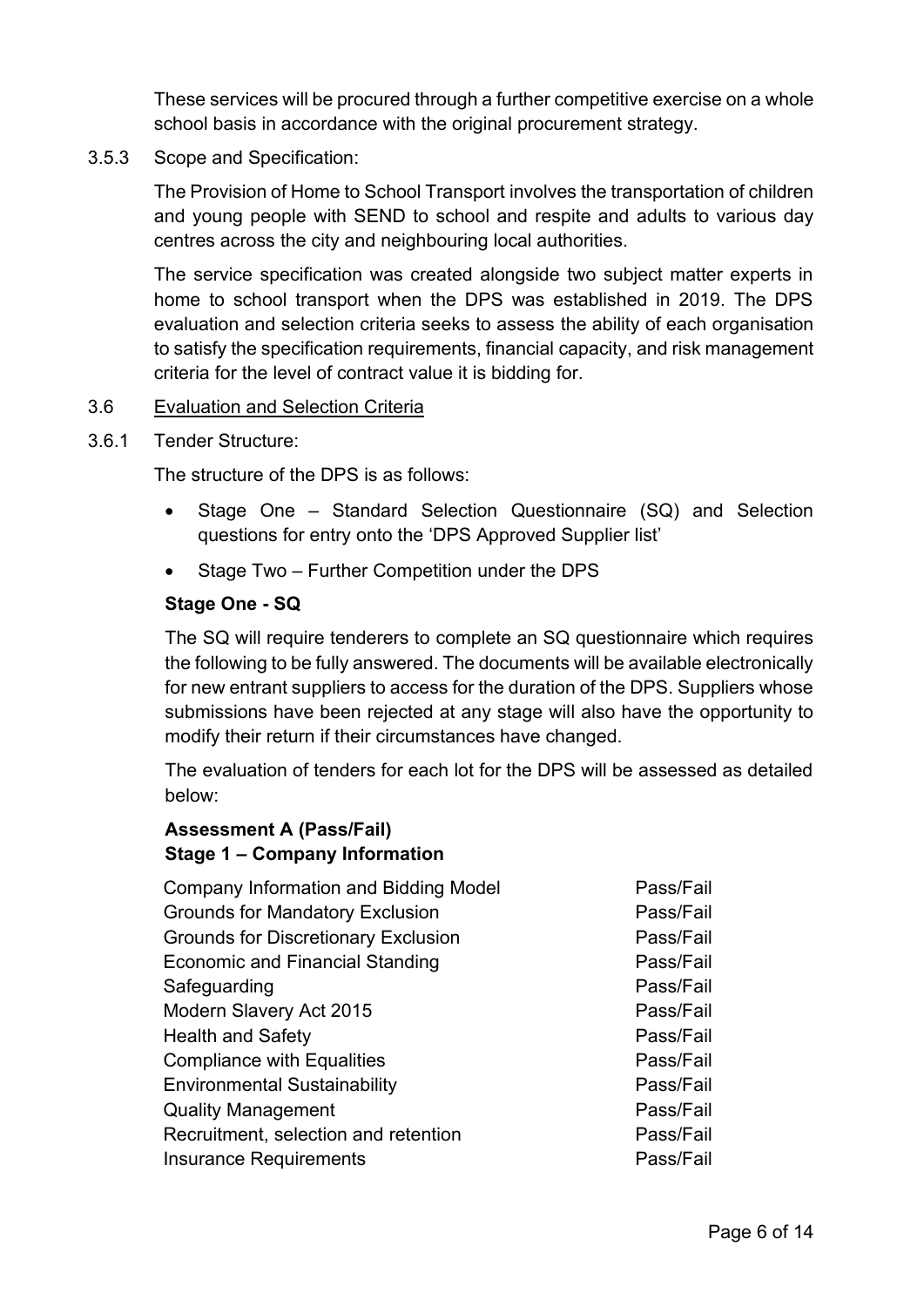These services will be procured through a further competitive exercise on a whole school basis in accordance with the original procurement strategy.

3.5.3 Scope and Specification:

The Provision of Home to School Transport involves the transportation of children and young people with SEND to school and respite and adults to various day centres across the city and neighbouring local authorities.

The service specification was created alongside two subject matter experts in home to school transport when the DPS was established in 2019. The DPS evaluation and selection criteria seeks to assess the ability of each organisation to satisfy the specification requirements, financial capacity, and risk management criteria for the level of contract value it is bidding for.

3.6 <u>Evaluation and Selection Criteria</u>

3.6.1 Tender Structure:

The structure of the DPS is as follows:

- Stage One – Standard Selection Questionnaire (SQ) and Selection questions for entry onto the 'DPS Approved Supplier list'
- Stage Two – Further Competition under the DPS

**Stage One - SQ**

The SQ will require tenderers to complete an SQ questionnaire which requires the following to be fully answered. The documents will be available electronically for new entrant suppliers to access for the duration of the DPS. Suppliers whose submissions have been rejected at any stage will also have the opportunity to modify their return if their circumstances have changed.

The evaluation of tenders for each lot for the DPS will be assessed as detailed below:

**Assessment A (Pass/Fail)**
**Stage 1 – Company Information**

| | |
|---|---|
| Company Information and Bidding Model | Pass/Fail |
| Grounds for Mandatory Exclusion | Pass/Fail |
| Grounds for Discretionary Exclusion | Pass/Fail |
| Economic and Financial Standing | Pass/Fail |
| Safeguarding | Pass/Fail |
| Modern Slavery Act 2015 | Pass/Fail |
| Health and Safety | Pass/Fail |
| Compliance with Equalities | Pass/Fail |
| Environmental Sustainability | Pass/Fail |
| Quality Management | Pass/Fail |
| Recruitment, selection and retention | Pass/Fail |
| Insurance Requirements | Pass/Fail |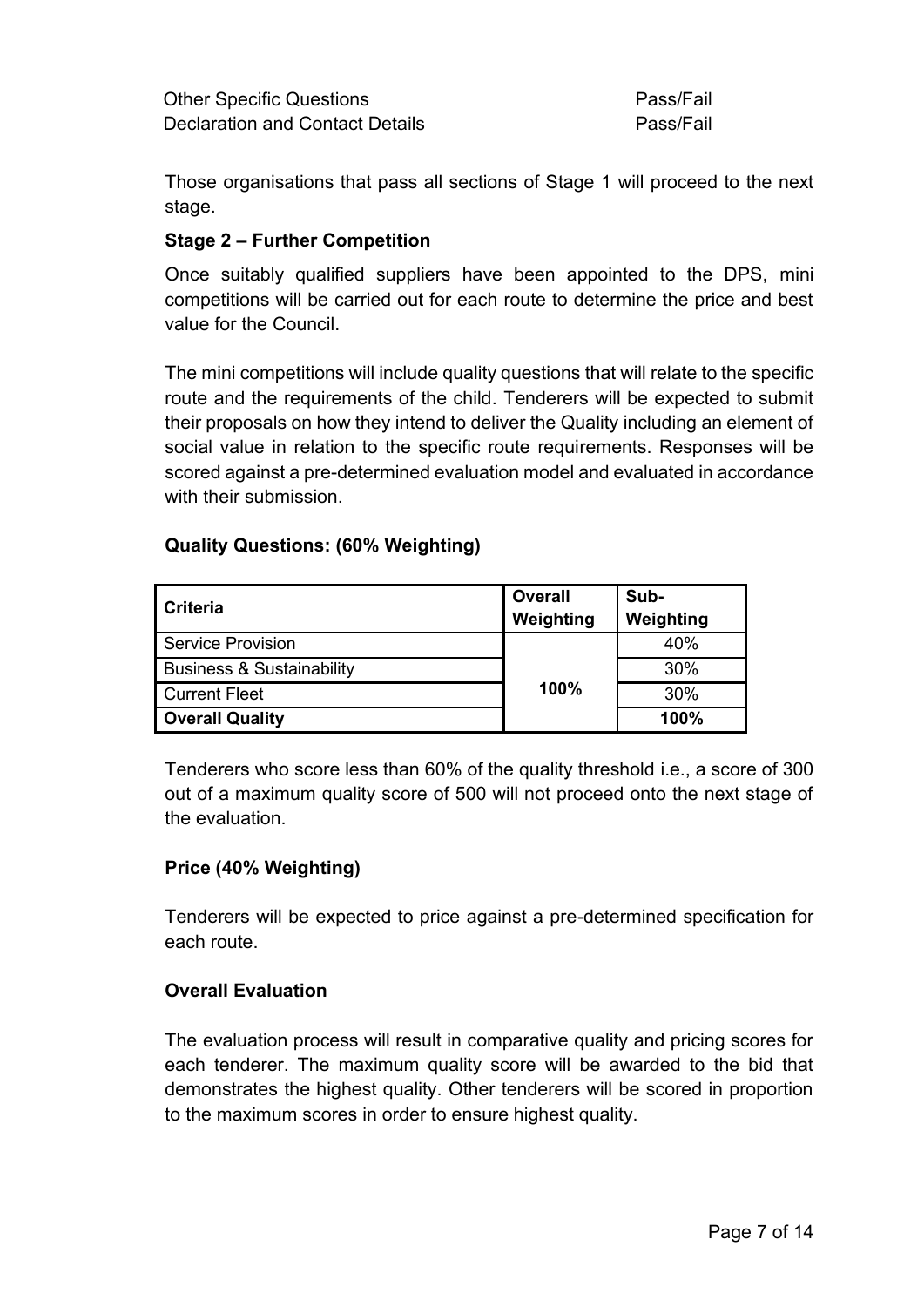| | |
|---|---|
| Other Specific Questions | Pass/Fail |
| Declaration and Contact Details | Pass/Fail |

Those organisations that pass all sections of Stage 1 will proceed to the next stage.

**Stage 2 – Further Competition**

Once suitably qualified suppliers have been appointed to the DPS, mini competitions will be carried out for each route to determine the price and best value for the Council.

The mini competitions will include quality questions that will relate to the specific route and the requirements of the child. Tenderers will be expected to submit their proposals on how they intend to deliver the Quality including an element of social value in relation to the specific route requirements. Responses will be scored against a pre-determined evaluation model and evaluated in accordance with their submission.

**Quality Questions: (60% Weighting)**

| Criteria | Overall Weighting | Sub-Weighting |
|---|---|---|
| Service Provision | 100% | 40% |
| Business & Sustainability | | 30% |
| Current Fleet | | 30% |
| **Overall Quality** | | **100%** |

Tenderers who score less than 60% of the quality threshold i.e., a score of 300 out of a maximum quality score of 500 will not proceed onto the next stage of the evaluation.

**Price (40% Weighting)**

Tenderers will be expected to price against a pre-determined specification for each route.

**Overall Evaluation**

The evaluation process will result in comparative quality and pricing scores for each tenderer. The maximum quality score will be awarded to the bid that demonstrates the highest quality. Other tenderers will be scored in proportion to the maximum scores in order to ensure highest quality.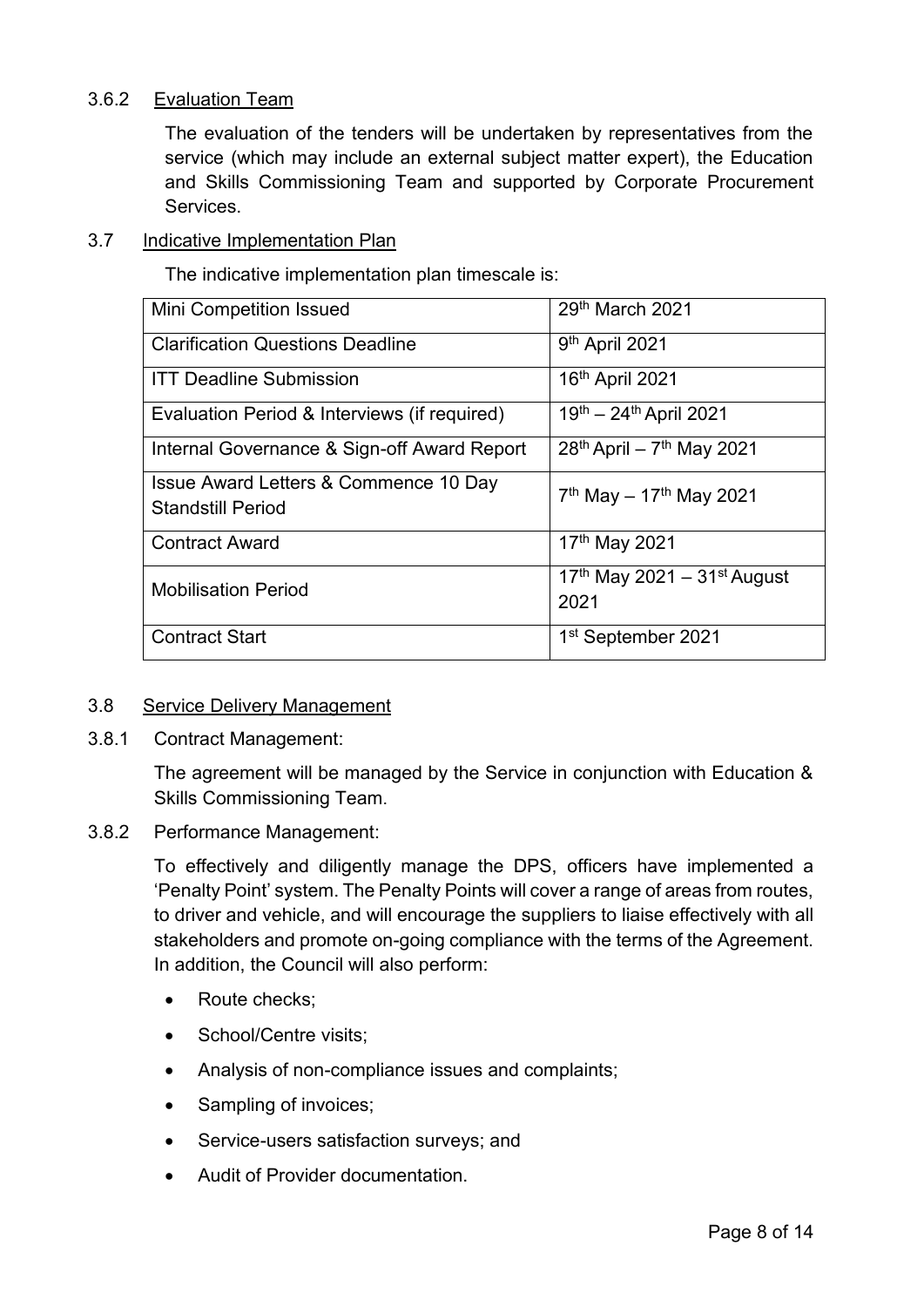#### 3.6.2 Evaluation Team

The evaluation of the tenders will be undertaken by representatives from the service (which may include an external subject matter expert), the Education and Skills Commissioning Team and supported by Corporate Procurement Services.

### 3.7 Indicative Implementation Plan

The indicative implementation plan timescale is:

| Mini Competition Issued | 29th March 2021 |
|---|---|
| Clarification Questions Deadline | 9th April 2021 |
| ITT Deadline Submission | 16th April 2021 |
| Evaluation Period & Interviews (if required) | 19th – 24th April 2021 |
| Internal Governance & Sign-off Award Report | 28th April – 7th May 2021 |
| Issue Award Letters & Commence 10 Day Standstill Period | 7th May – 17th May 2021 |
| Contract Award | 17th May 2021 |
| Mobilisation Period | 17th May 2021 – 31st August 2021 |
| Contract Start | 1st September 2021 |

### 3.8 Service Delivery Management

#### 3.8.1 Contract Management:

The agreement will be managed by the Service in conjunction with Education & Skills Commissioning Team.

#### 3.8.2 Performance Management:

To effectively and diligently manage the DPS, officers have implemented a 'Penalty Point' system. The Penalty Points will cover a range of areas from routes, to driver and vehicle, and will encourage the suppliers to liaise effectively with all stakeholders and promote on-going compliance with the terms of the Agreement. In addition, the Council will also perform:

- Route checks;
- School/Centre visits;
- Analysis of non-compliance issues and complaints;
- Sampling of invoices;
- Service-users satisfaction surveys; and
- Audit of Provider documentation.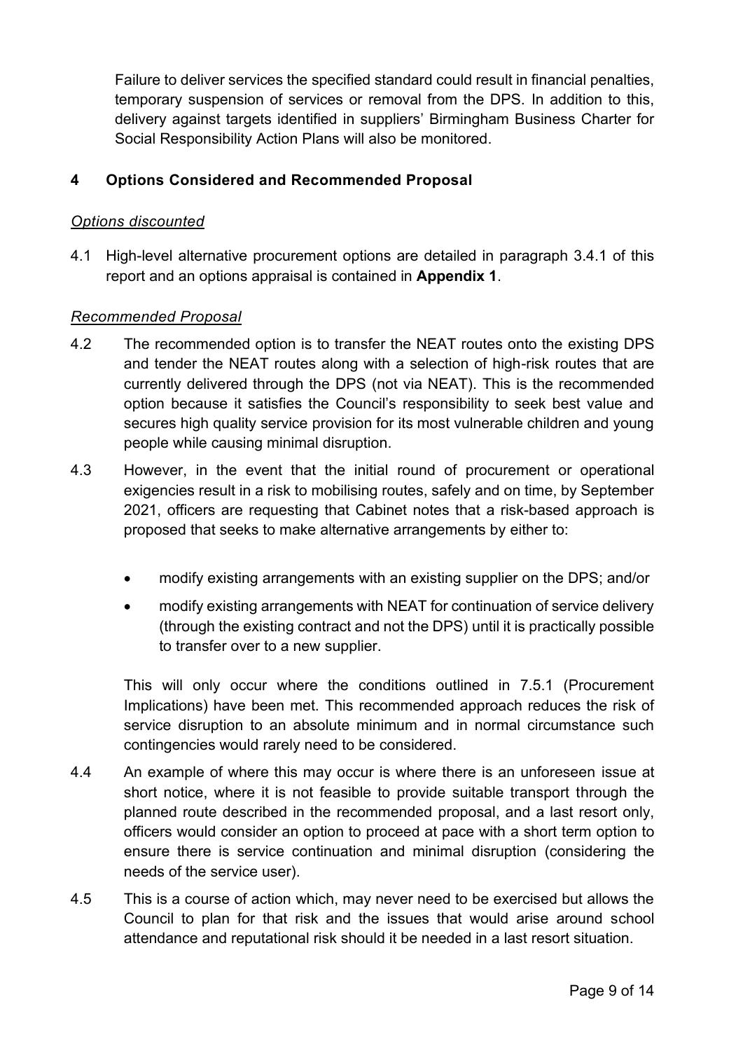Failure to deliver services the specified standard could result in financial penalties, temporary suspension of services or removal from the DPS. In addition to this, delivery against targets identified in suppliers' Birmingham Business Charter for Social Responsibility Action Plans will also be monitored.

## 4 Options Considered and Recommended Proposal

*Options discounted*

4.1 High-level alternative procurement options are detailed in paragraph 3.4.1 of this report and an options appraisal is contained in **Appendix 1**.

*Recommended Proposal*

4.2 The recommended option is to transfer the NEAT routes onto the existing DPS and tender the NEAT routes along with a selection of high-risk routes that are currently delivered through the DPS (not via NEAT). This is the recommended option because it satisfies the Council's responsibility to seek best value and secures high quality service provision for its most vulnerable children and young people while causing minimal disruption.

4.3 However, in the event that the initial round of procurement or operational exigencies result in a risk to mobilising routes, safely and on time, by September 2021, officers are requesting that Cabinet notes that a risk-based approach is proposed that seeks to make alternative arrangements by either to:

- modify existing arrangements with an existing supplier on the DPS; and/or
- modify existing arrangements with NEAT for continuation of service delivery (through the existing contract and not the DPS) until it is practically possible to transfer over to a new supplier.

This will only occur where the conditions outlined in 7.5.1 (Procurement Implications) have been met. This recommended approach reduces the risk of service disruption to an absolute minimum and in normal circumstance such contingencies would rarely need to be considered.

4.4 An example of where this may occur is where there is an unforeseen issue at short notice, where it is not feasible to provide suitable transport through the planned route described in the recommended proposal, and a last resort only, officers would consider an option to proceed at pace with a short term option to ensure there is service continuation and minimal disruption (considering the needs of the service user).

4.5 This is a course of action which, may never need to be exercised but allows the Council to plan for that risk and the issues that would arise around school attendance and reputational risk should it be needed in a last resort situation.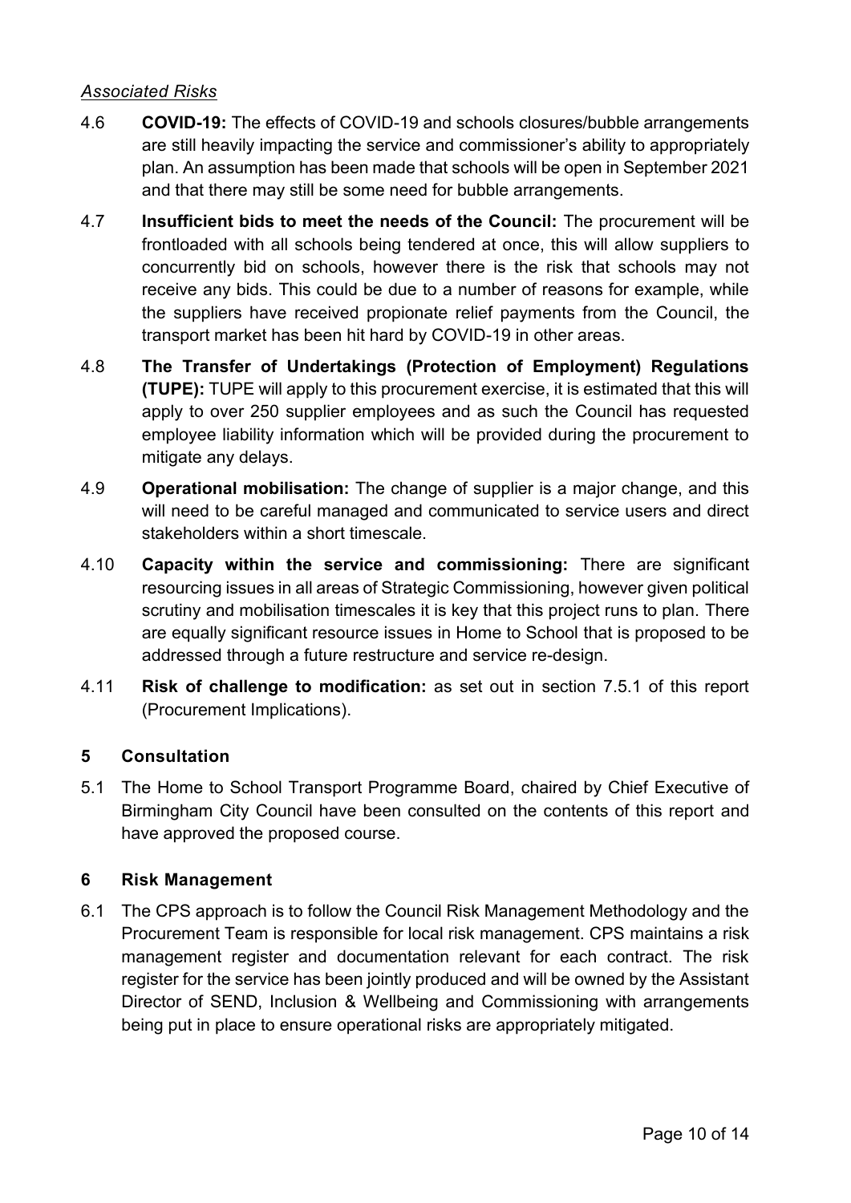*Associated Risks*

4.6 **COVID-19:** The effects of COVID-19 and schools closures/bubble arrangements are still heavily impacting the service and commissioner's ability to appropriately plan. An assumption has been made that schools will be open in September 2021 and that there may still be some need for bubble arrangements.

4.7 **Insufficient bids to meet the needs of the Council:** The procurement will be frontloaded with all schools being tendered at once, this will allow suppliers to concurrently bid on schools, however there is the risk that schools may not receive any bids. This could be due to a number of reasons for example, while the suppliers have received propionate relief payments from the Council, the transport market has been hit hard by COVID-19 in other areas.

4.8 **The Transfer of Undertakings (Protection of Employment) Regulations (TUPE):** TUPE will apply to this procurement exercise, it is estimated that this will apply to over 250 supplier employees and as such the Council has requested employee liability information which will be provided during the procurement to mitigate any delays.

4.9 **Operational mobilisation:** The change of supplier is a major change, and this will need to be careful managed and communicated to service users and direct stakeholders within a short timescale.

4.10 **Capacity within the service and commissioning:** There are significant resourcing issues in all areas of Strategic Commissioning, however given political scrutiny and mobilisation timescales it is key that this project runs to plan. There are equally significant resource issues in Home to School that is proposed to be addressed through a future restructure and service re-design.

4.11 **Risk of challenge to modification:** as set out in section 7.5.1 of this report (Procurement Implications).

## 5 Consultation

5.1 The Home to School Transport Programme Board, chaired by Chief Executive of Birmingham City Council have been consulted on the contents of this report and have approved the proposed course.

## 6 Risk Management

6.1 The CPS approach is to follow the Council Risk Management Methodology and the Procurement Team is responsible for local risk management. CPS maintains a risk management register and documentation relevant for each contract. The risk register for the service has been jointly produced and will be owned by the Assistant Director of SEND, Inclusion & Wellbeing and Commissioning with arrangements being put in place to ensure operational risks are appropriately mitigated.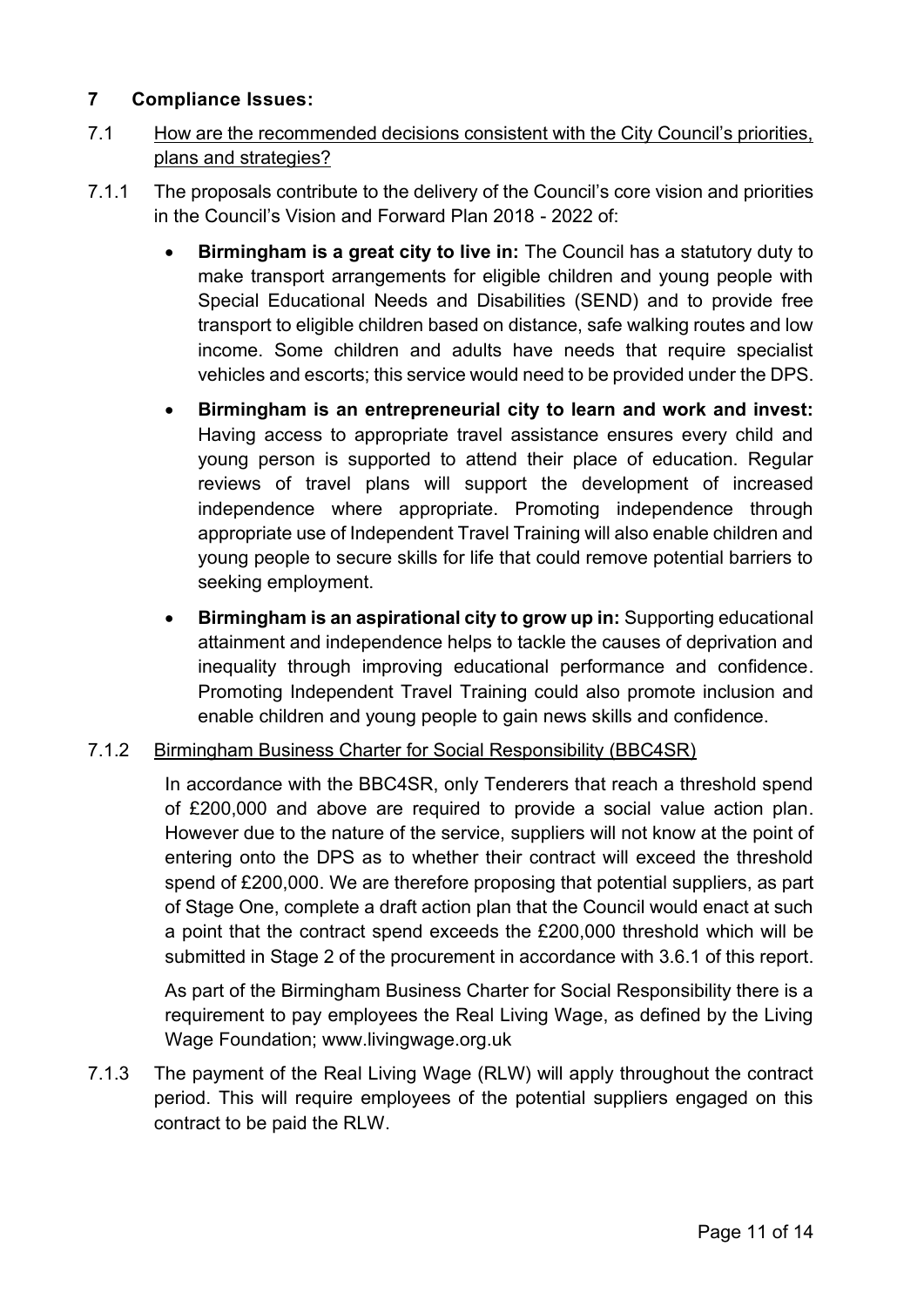## 7 Compliance Issues:

7.1 How are the recommended decisions consistent with the City Council's priorities, plans and strategies?

7.1.1 The proposals contribute to the delivery of the Council's core vision and priorities in the Council's Vision and Forward Plan 2018 - 2022 of:

- **Birmingham is a great city to live in:** The Council has a statutory duty to make transport arrangements for eligible children and young people with Special Educational Needs and Disabilities (SEND) and to provide free transport to eligible children based on distance, safe walking routes and low income. Some children and adults have needs that require specialist vehicles and escorts; this service would need to be provided under the DPS.
- **Birmingham is an entrepreneurial city to learn and work and invest:** Having access to appropriate travel assistance ensures every child and young person is supported to attend their place of education. Regular reviews of travel plans will support the development of increased independence where appropriate. Promoting independence through appropriate use of Independent Travel Training will also enable children and young people to secure skills for life that could remove potential barriers to seeking employment.
- **Birmingham is an aspirational city to grow up in:** Supporting educational attainment and independence helps to tackle the causes of deprivation and inequality through improving educational performance and confidence. Promoting Independent Travel Training could also promote inclusion and enable children and young people to gain news skills and confidence.

7.1.2 Birmingham Business Charter for Social Responsibility (BBC4SR)

In accordance with the BBC4SR, only Tenderers that reach a threshold spend of £200,000 and above are required to provide a social value action plan. However due to the nature of the service, suppliers will not know at the point of entering onto the DPS as to whether their contract will exceed the threshold spend of £200,000. We are therefore proposing that potential suppliers, as part of Stage One, complete a draft action plan that the Council would enact at such a point that the contract spend exceeds the £200,000 threshold which will be submitted in Stage 2 of the procurement in accordance with 3.6.1 of this report.

As part of the Birmingham Business Charter for Social Responsibility there is a requirement to pay employees the Real Living Wage, as defined by the Living Wage Foundation; www.livingwage.org.uk

7.1.3 The payment of the Real Living Wage (RLW) will apply throughout the contract period. This will require employees of the potential suppliers engaged on this contract to be paid the RLW.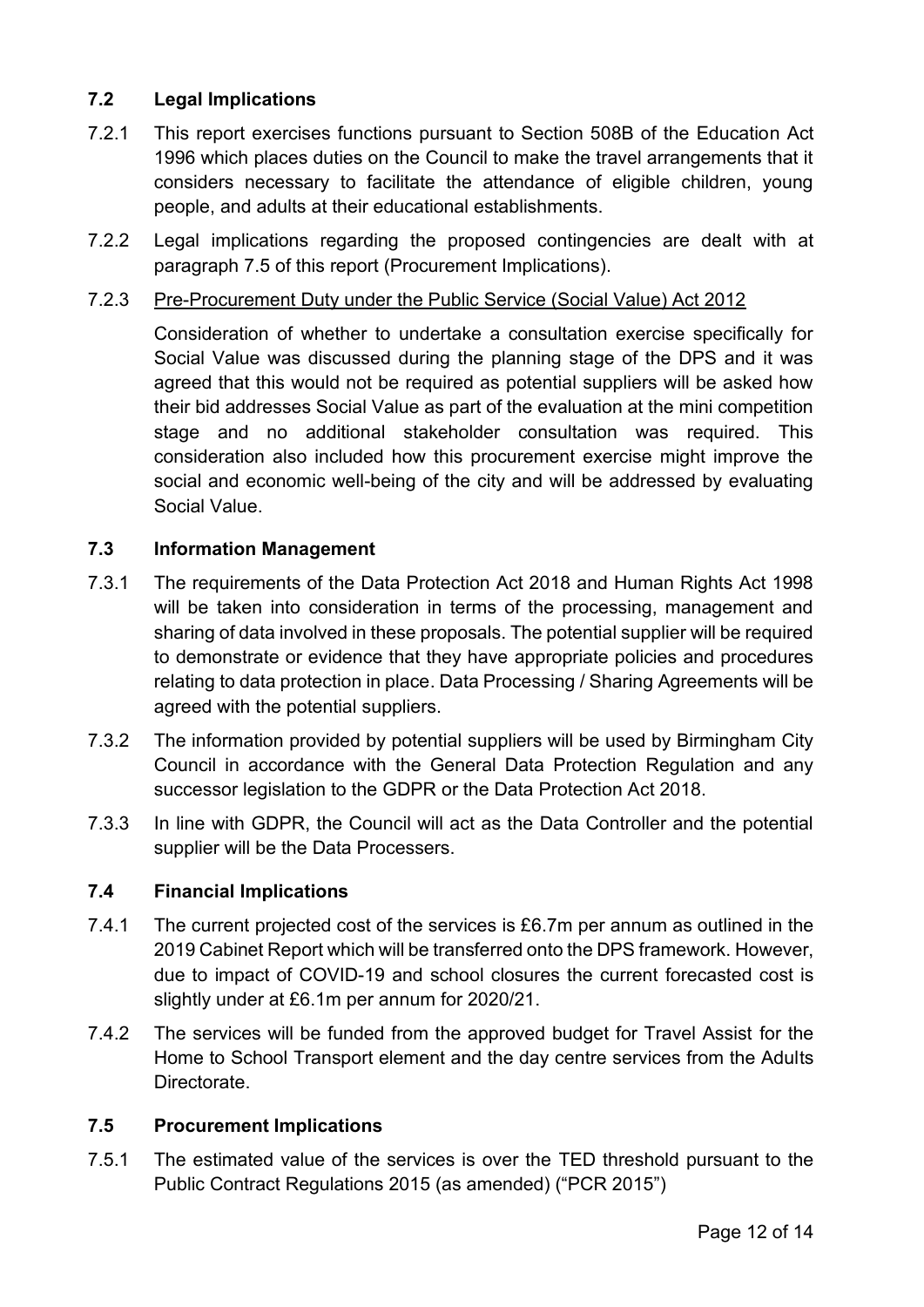### 7.2 Legal Implications

7.2.1 This report exercises functions pursuant to Section 508B of the Education Act 1996 which places duties on the Council to make the travel arrangements that it considers necessary to facilitate the attendance of eligible children, young people, and adults at their educational establishments.

7.2.2 Legal implications regarding the proposed contingencies are dealt with at paragraph 7.5 of this report (Procurement Implications).

7.2.3 Pre-Procurement Duty under the Public Service (Social Value) Act 2012

Consideration of whether to undertake a consultation exercise specifically for Social Value was discussed during the planning stage of the DPS and it was agreed that this would not be required as potential suppliers will be asked how their bid addresses Social Value as part of the evaluation at the mini competition stage and no additional stakeholder consultation was required. This consideration also included how this procurement exercise might improve the social and economic well-being of the city and will be addressed by evaluating Social Value.

### 7.3 Information Management

7.3.1 The requirements of the Data Protection Act 2018 and Human Rights Act 1998 will be taken into consideration in terms of the processing, management and sharing of data involved in these proposals. The potential supplier will be required to demonstrate or evidence that they have appropriate policies and procedures relating to data protection in place. Data Processing / Sharing Agreements will be agreed with the potential suppliers.

7.3.2 The information provided by potential suppliers will be used by Birmingham City Council in accordance with the General Data Protection Regulation and any successor legislation to the GDPR or the Data Protection Act 2018.

7.3.3 In line with GDPR, the Council will act as the Data Controller and the potential supplier will be the Data Processers.

### 7.4 Financial Implications

7.4.1 The current projected cost of the services is £6.7m per annum as outlined in the 2019 Cabinet Report which will be transferred onto the DPS framework. However, due to impact of COVID-19 and school closures the current forecasted cost is slightly under at £6.1m per annum for 2020/21.

7.4.2 The services will be funded from the approved budget for Travel Assist for the Home to School Transport element and the day centre services from the Adults Directorate.

### 7.5 Procurement Implications

7.5.1 The estimated value of the services is over the TED threshold pursuant to the Public Contract Regulations 2015 (as amended) ("PCR 2015")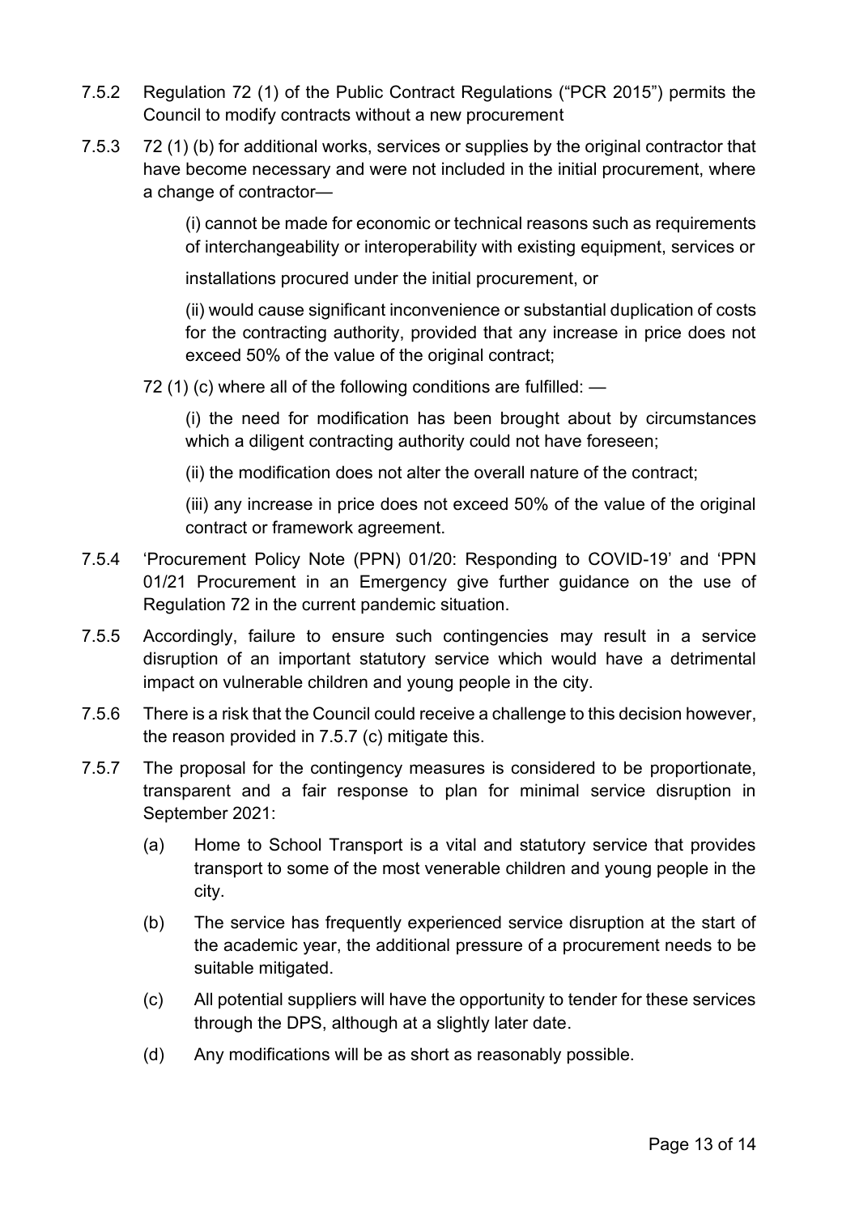7.5.2 Regulation 72 (1) of the Public Contract Regulations ("PCR 2015") permits the Council to modify contracts without a new procurement

7.5.3 72 (1) (b) for additional works, services or supplies by the original contractor that have become necessary and were not included in the initial procurement, where a change of contractor—

> (i) cannot be made for economic or technical reasons such as requirements of interchangeability or interoperability with existing equipment, services or
>
> installations procured under the initial procurement, or
>
> (ii) would cause significant inconvenience or substantial duplication of costs for the contracting authority, provided that any increase in price does not exceed 50% of the value of the original contract;

72 (1) (c) where all of the following conditions are fulfilled: —

> (i) the need for modification has been brought about by circumstances which a diligent contracting authority could not have foreseen;
>
> (ii) the modification does not alter the overall nature of the contract;
>
> (iii) any increase in price does not exceed 50% of the value of the original contract or framework agreement.

7.5.4 'Procurement Policy Note (PPN) 01/20: Responding to COVID-19' and 'PPN 01/21 Procurement in an Emergency give further guidance on the use of Regulation 72 in the current pandemic situation.

7.5.5 Accordingly, failure to ensure such contingencies may result in a service disruption of an important statutory service which would have a detrimental impact on vulnerable children and young people in the city.

7.5.6 There is a risk that the Council could receive a challenge to this decision however, the reason provided in 7.5.7 (c) mitigate this.

7.5.7 The proposal for the contingency measures is considered to be proportionate, transparent and a fair response to plan for minimal service disruption in September 2021:

- (a) Home to School Transport is a vital and statutory service that provides transport to some of the most venerable children and young people in the city.
- (b) The service has frequently experienced service disruption at the start of the academic year, the additional pressure of a procurement needs to be suitable mitigated.
- (c) All potential suppliers will have the opportunity to tender for these services through the DPS, although at a slightly later date.
- (d) Any modifications will be as short as reasonably possible.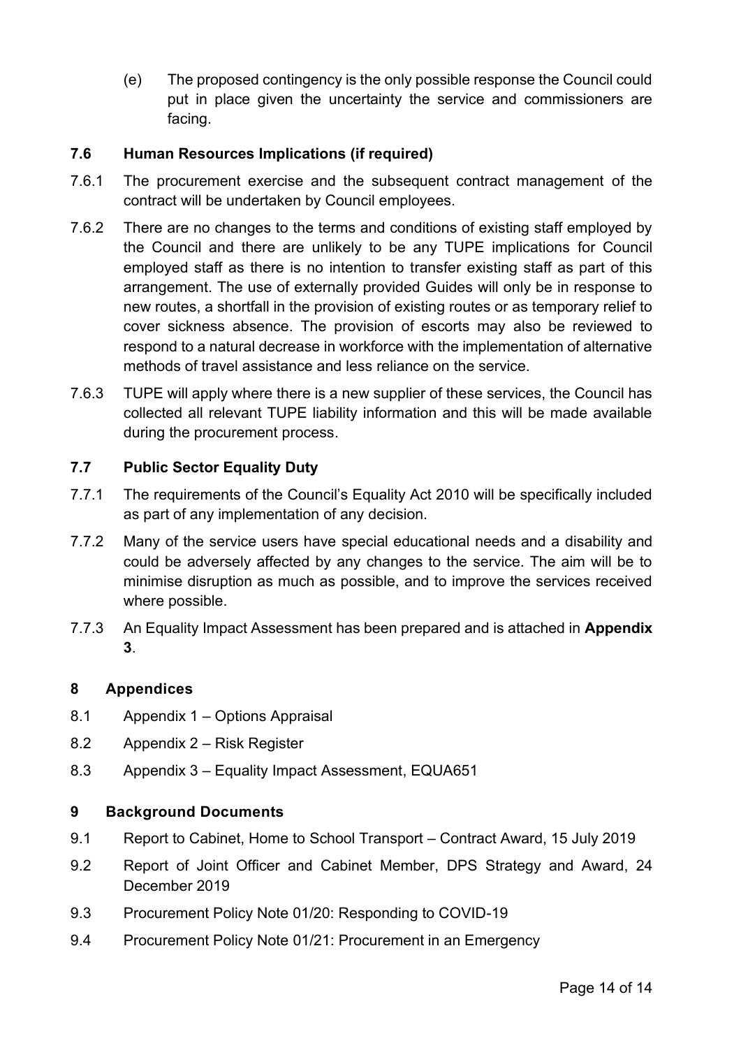(e) The proposed contingency is the only possible response the Council could put in place given the uncertainty the service and commissioners are facing.

### 7.6 Human Resources Implications (if required)

7.6.1 The procurement exercise and the subsequent contract management of the contract will be undertaken by Council employees.

7.6.2 There are no changes to the terms and conditions of existing staff employed by the Council and there are unlikely to be any TUPE implications for Council employed staff as there is no intention to transfer existing staff as part of this arrangement. The use of externally provided Guides will only be in response to new routes, a shortfall in the provision of existing routes or as temporary relief to cover sickness absence. The provision of escorts may also be reviewed to respond to a natural decrease in workforce with the implementation of alternative methods of travel assistance and less reliance on the service.

7.6.3 TUPE will apply where there is a new supplier of these services, the Council has collected all relevant TUPE liability information and this will be made available during the procurement process.

### 7.7 Public Sector Equality Duty

7.7.1 The requirements of the Council's Equality Act 2010 will be specifically included as part of any implementation of any decision.

7.7.2 Many of the service users have special educational needs and a disability and could be adversely affected by any changes to the service. The aim will be to minimise disruption as much as possible, and to improve the services received where possible.

7.7.3 An Equality Impact Assessment has been prepared and is attached in **Appendix 3**.

## 8 Appendices

8.1 Appendix 1 – Options Appraisal

8.2 Appendix 2 – Risk Register

8.3 Appendix 3 – Equality Impact Assessment, EQUA651

## 9 Background Documents

9.1 Report to Cabinet, Home to School Transport – Contract Award, 15 July 2019

9.2 Report of Joint Officer and Cabinet Member, DPS Strategy and Award, 24 December 2019

9.3 Procurement Policy Note 01/20: Responding to COVID-19

9.4 Procurement Policy Note 01/21: Procurement in an Emergency